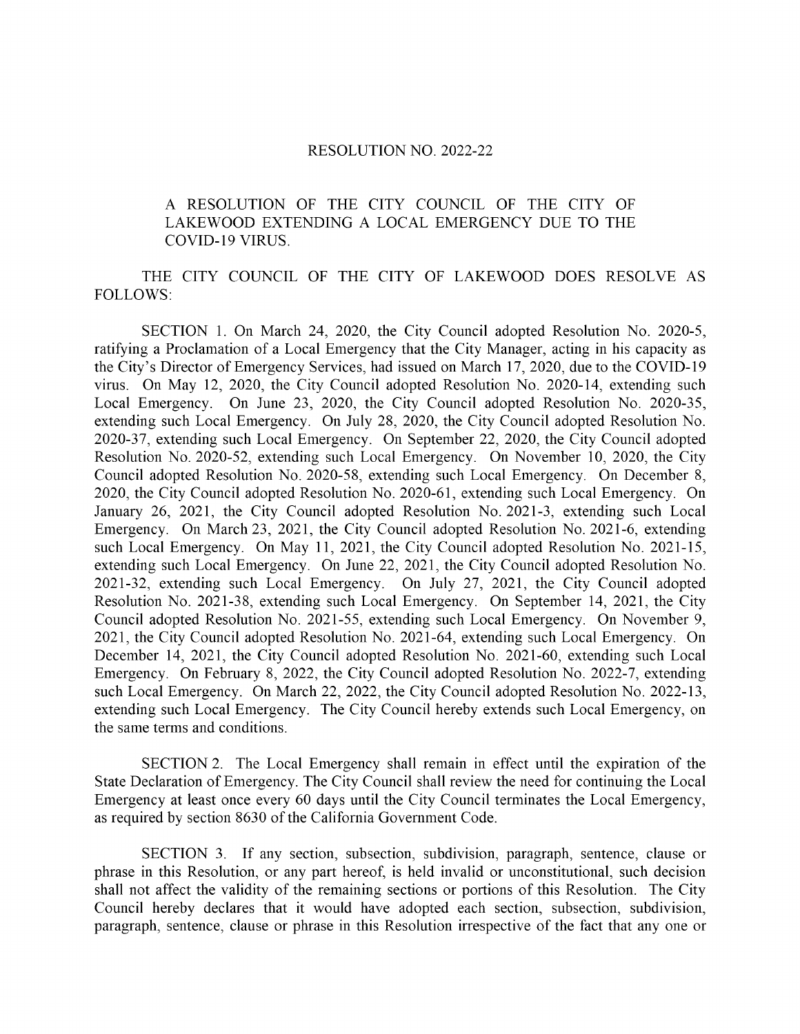# RESOLUTION NO. 2022-22

## A RESOLUTION OF THE CITY COUNCIL OF THE CITY OF LAKEWOOD EXTENDING A LOCAL EMERGENCY DUE TO THE COVID-19 VIRUS.

THE CITY COUNCIL OF THE CITY OF LAKEWOOD DOES RESOLVE AS FOLLOWS:

SECTION 1. On March 24, 2020, the City Council adopted Resolution No. 2020-5, ratifying a Proclamation of a Local Emergency that the City Manager, acting in his capacity as the City's Director of Emergency Services, had issued on March 17, 2020, due to the COVID-19 virus. On May 12, 2020, the City Council adopted Resolution No. 2020-14, extending such Local Emergency. On June 23, 2020, the City Council adopted Resolution No. 2020-35, extending such Local Emergency. On July 28, 2020, the City Council adopted Resolution No. 2020-37, extending such Local Emergency. On September 22, 2020, the City Council adopted Resolution No. 2020-52, extending such Local Emergency. On November 10, 2020, the City Council adopted Resolution No. 2020-58, extending such Local Emergency. On December 8, 2020, the City Council adopted Resolution No. 2020-61, extending such Local Emergency. On January 26, 2021, the City Council adopted Resolution No. 2021-3, extending such Local Emergency. On March 23, 2021, the City Council adopted Resolution No. 2021-6, extending such Local Emergency. On May 11, 2021, the City Council adopted Resolution No. 2021-15, extending such Local Emergency. On June 22, 2021, the City Council adopted Resolution No. 2021-32, extending such Local Emergency. On July 27, 2021, the City Council adopted Resolution No. 2021-38, extending such Local Emergency. On September 14, 2021, the City Council adopted Resolution No. 2021-55, extending such Local Emergency. On November 9, 2021, the City Council adopted Resolution No. 2021-64, extending such Local Emergency. On December 14, 2021, the City Council adopted Resolution No. 2021-60, extending such Local Emergency. On February 8, 2022, the City Council adopted Resolution No. 2022-7, extending such Local Emergency. On March 22, 2022, the City Council adopted Resolution No. 2022-13, extending such Local Emergency. The City Council hereby extends such Local Emergency, on the same terms and conditions.

SECTION 2. The Local Emergency shall remain in effect until the expiration of the State Declaration of Emergency. The City Council shall review the need for continuing the Local Emergency at least once every 60 days until the City Council terminates the Local Emergency, as required by section 8630 of the California Government Code.

SECTION 3. If any section, subsection, subdivision, paragraph, sentence, clause or phrase in this Resolution, or any part hereof, is held invalid or unconstitutional, such decision shall not affect the validity of the remaining sections or portions of this Resolution. The City Council hereby declares that it would have adopted each section, subsection, subdivision, paragraph, sentence, clause or phrase in this Resolution irrespective of the fact that any one or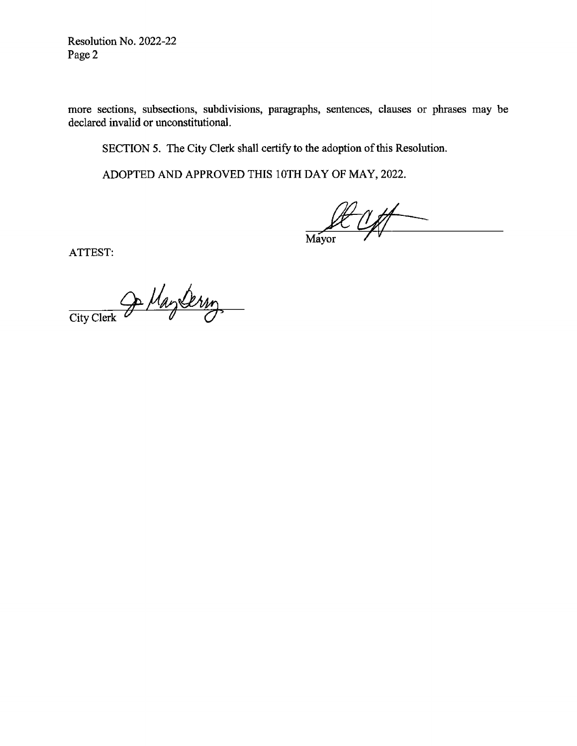more sections, subsections, subdivisions, paragraphs, sentences, clauses or phrases may be declared invalid or unconstitutional.

SECTION 5. The City Clerk shall certify to the adoption of this Resolution.

ADOPTED AND APPROVED THIS 10TH DAY OF MAY, 2022.

Mayor

ATTEST:

City Clerk